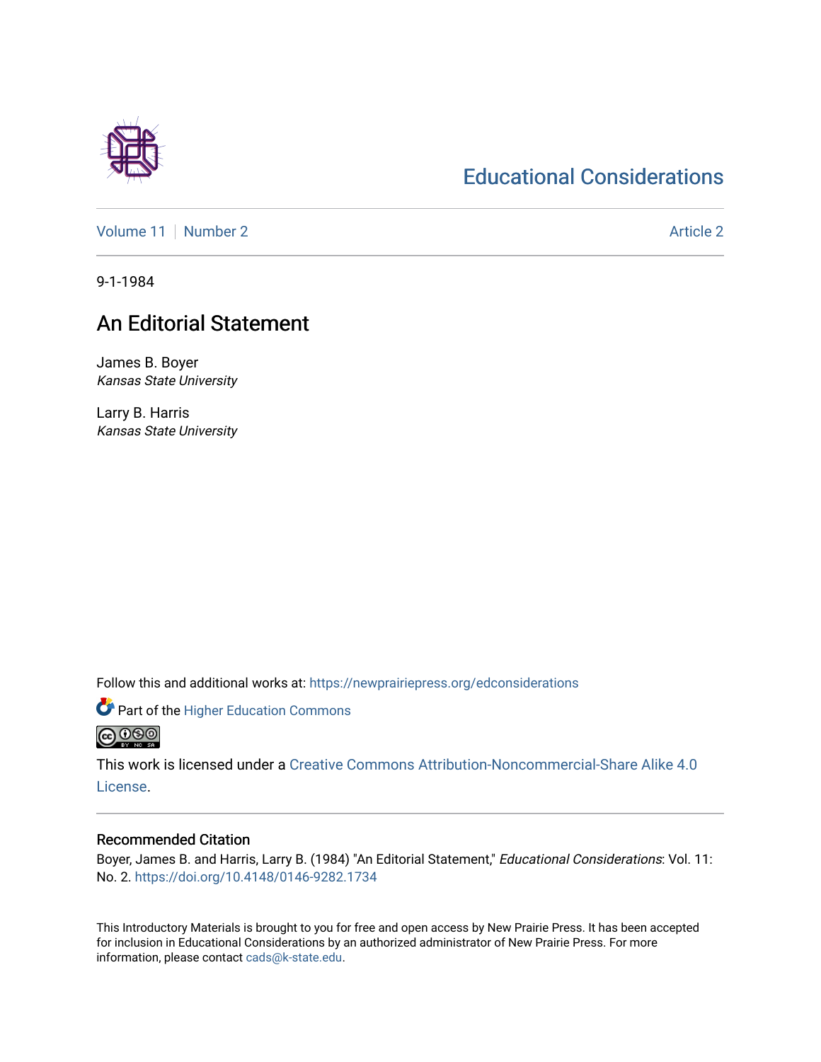Educational Considerations

Volume 11 | Number 2 | Article 2

9-1-1984

# An Editorial Statement

James B. Boyer
*Kansas State University*

Larry B. Harris
*Kansas State University*

Follow this and additional works at: https://newprairiepress.org/edconsiderations

Part of the Higher Education Commons

This work is licensed under a Creative Commons Attribution-Noncommercial-Share Alike 4.0 License.

## Recommended Citation

Boyer, James B. and Harris, Larry B. (1984) "An Editorial Statement," *Educational Considerations*: Vol. 11: No. 2. https://doi.org/10.4148/0146-9282.1734

This Introductory Materials is brought to you for free and open access by New Prairie Press. It has been accepted for inclusion in Educational Considerations by an authorized administrator of New Prairie Press. For more information, please contact cads@k-state.edu.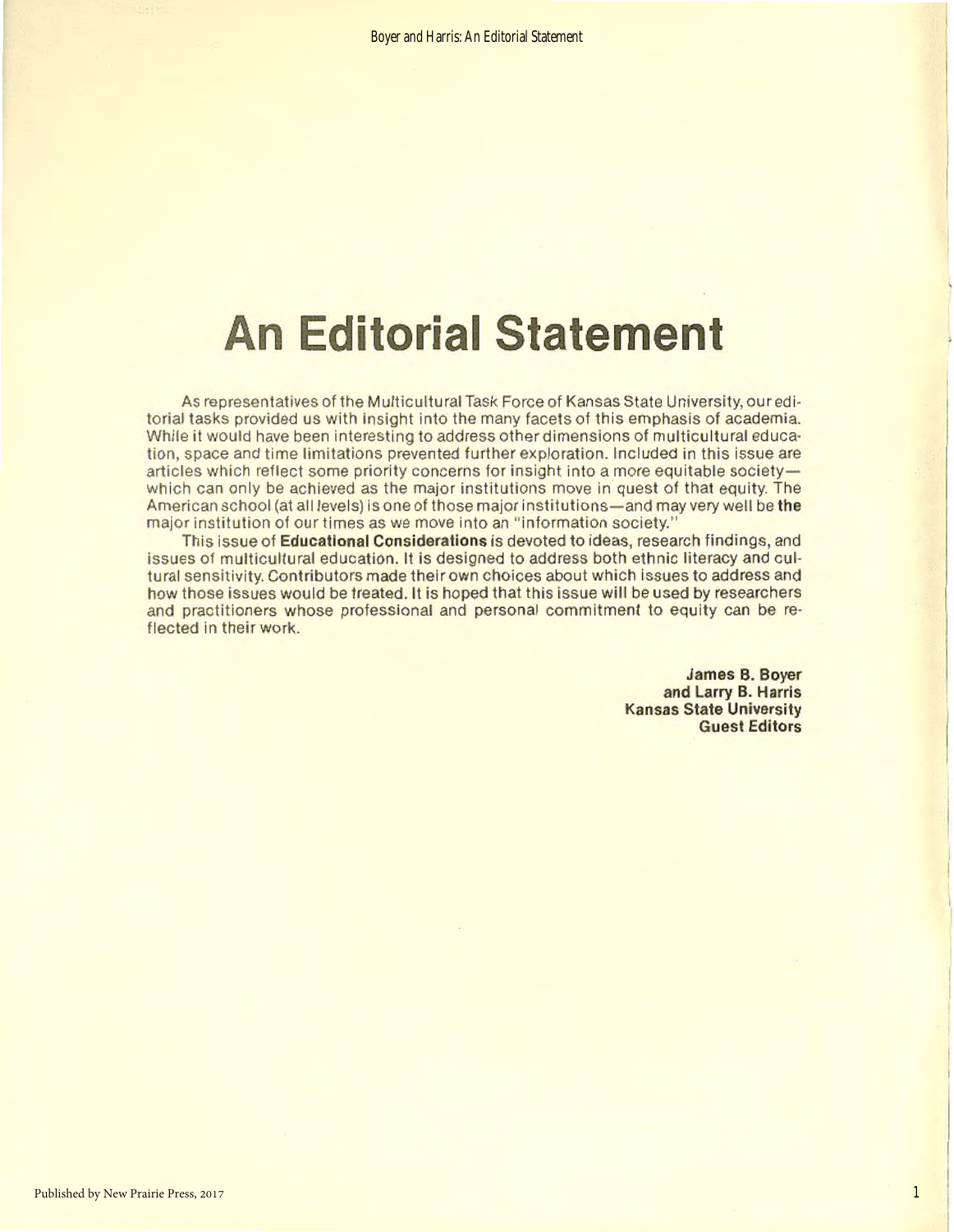# An Editorial Statement

As representatives of the Multicultural Task Force of Kansas State University, our editorial tasks provided us with insight into the many facets of this emphasis of academia. While it would have been interesting to address other dimensions of multicultural education, space and time limitations prevented further exploration. Included in this issue are articles which reflect some priority concerns for insight into a more equitable society—which can only be achieved as the major institutions move in quest of that equity. The American school (at all levels) is one of those major institutions—and may very well be **the** major institution of our times as we move into an "information society."

This issue of **Educational Considerations** is devoted to ideas, research findings, and issues of multicultural education. It is designed to address both ethnic literacy and cultural sensitivity. Contributors made their own choices about which issues to address and how those issues would be treated. It is hoped that this issue will be used by researchers and practitioners whose professional and personal commitment to equity can be reflected in their work.

**James B. Boyer**
**and Larry B. Harris**
**Kansas State University**
**Guest Editors**